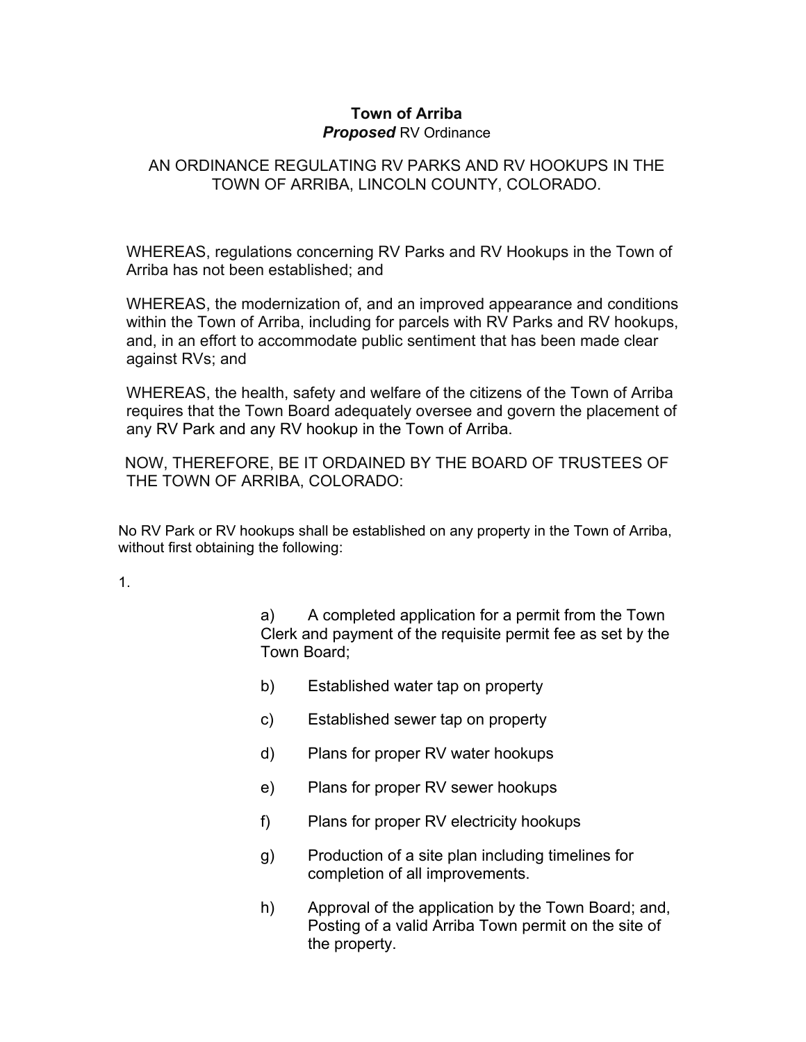**Town of Arriba**
***Proposed*** RV Ordinance

AN ORDINANCE REGULATING RV PARKS AND RV HOOKUPS IN THE TOWN OF ARRIBA, LINCOLN COUNTY, COLORADO.

WHEREAS, regulations concerning RV Parks and RV Hookups in the Town of Arriba has not been established; and

WHEREAS, the modernization of, and an improved appearance and conditions within the Town of Arriba, including for parcels with RV Parks and RV hookups, and, in an effort to accommodate public sentiment that has been made clear against RVs; and

WHEREAS, the health, safety and welfare of the citizens of the Town of Arriba requires that the Town Board adequately oversee and govern the placement of any RV Park and any RV hookup in the Town of Arriba.

NOW, THEREFORE, BE IT ORDAINED BY THE BOARD OF TRUSTEES OF THE TOWN OF ARRIBA, COLORADO:

No RV Park or RV hookups shall be established on any property in the Town of Arriba, without first obtaining the following:

1.

a) A completed application for a permit from the Town Clerk and payment of the requisite permit fee as set by the Town Board;

b) Established water tap on property

c) Established sewer tap on property

d) Plans for proper RV water hookups

e) Plans for proper RV sewer hookups

f) Plans for proper RV electricity hookups

g) Production of a site plan including timelines for completion of all improvements.

h) Approval of the application by the Town Board; and, Posting of a valid Arriba Town permit on the site of the property.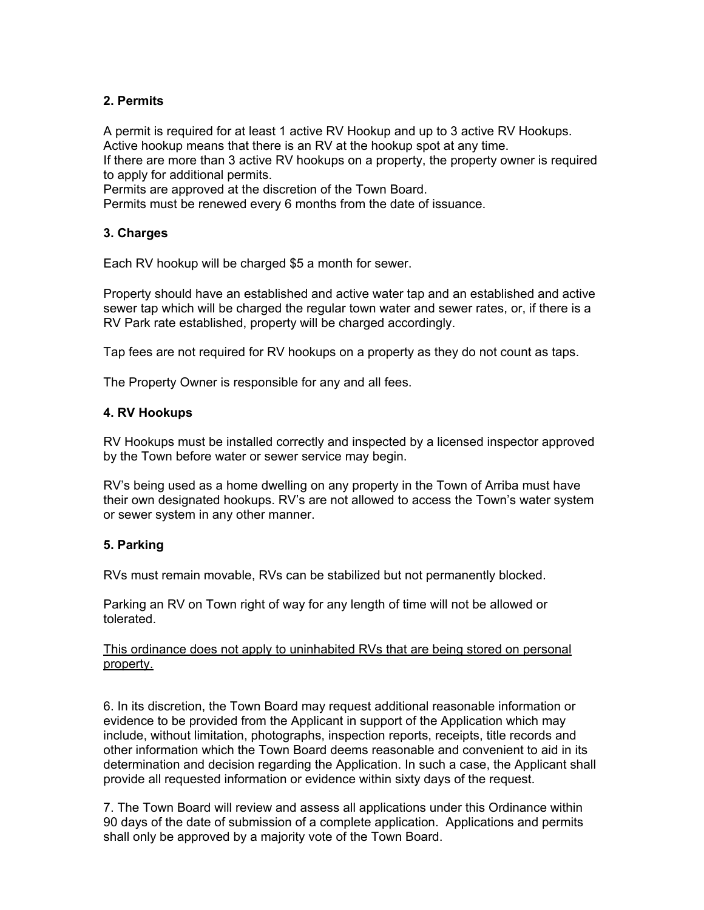**2. Permits**

A permit is required for at least 1 active RV Hookup and up to 3 active RV Hookups.
Active hookup means that there is an RV at the hookup spot at any time.
If there are more than 3 active RV hookups on a property, the property owner is required to apply for additional permits.
Permits are approved at the discretion of the Town Board.
Permits must be renewed every 6 months from the date of issuance.

**3. Charges**

Each RV hookup will be charged $5 a month for sewer.

Property should have an established and active water tap and an established and active sewer tap which will be charged the regular town water and sewer rates, or, if there is a RV Park rate established, property will be charged accordingly.

Tap fees are not required for RV hookups on a property as they do not count as taps.

The Property Owner is responsible for any and all fees.

**4. RV Hookups**

RV Hookups must be installed correctly and inspected by a licensed inspector approved by the Town before water or sewer service may begin.

RV's being used as a home dwelling on any property in the Town of Arriba must have their own designated hookups. RV's are not allowed to access the Town's water system or sewer system in any other manner.

**5. Parking**

RVs must remain movable, RVs can be stabilized but not permanently blocked.

Parking an RV on Town right of way for any length of time will not be allowed or tolerated.

<u>This ordinance does not apply to uninhabited RVs that are being stored on personal property.</u>

6. In its discretion, the Town Board may request additional reasonable information or evidence to be provided from the Applicant in support of the Application which may include, without limitation, photographs, inspection reports, receipts, title records and other information which the Town Board deems reasonable and convenient to aid in its determination and decision regarding the Application. In such a case, the Applicant shall provide all requested information or evidence within sixty days of the request.

7. The Town Board will review and assess all applications under this Ordinance within 90 days of the date of submission of a complete application. Applications and permits shall only be approved by a majority vote of the Town Board.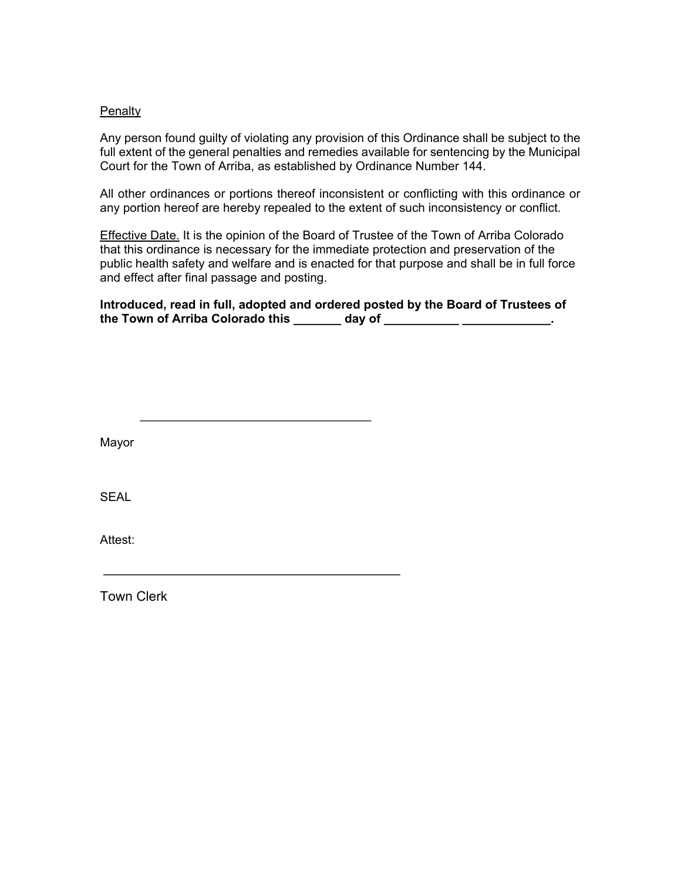Penalty

Any person found guilty of violating any provision of this Ordinance shall be subject to the full extent of the general penalties and remedies available for sentencing by the Municipal Court for the Town of Arriba, as established by Ordinance Number 144.

All other ordinances or portions thereof inconsistent or conflicting with this ordinance or any portion hereof are hereby repealed to the extent of such inconsistency or conflict.

Effective Date. It is the opinion of the Board of Trustee of the Town of Arriba Colorado that this ordinance is necessary for the immediate protection and preservation of the public health safety and welfare and is enacted for that purpose and shall be in full force and effect after final passage and posting.

**Introduced, read in full, adopted and ordered posted by the Board of Trustees of the Town of Arriba Colorado this _______ day of ___________ _____________.**

__________________________________

Mayor

SEAL

Attest:

____________________________________________

Town Clerk